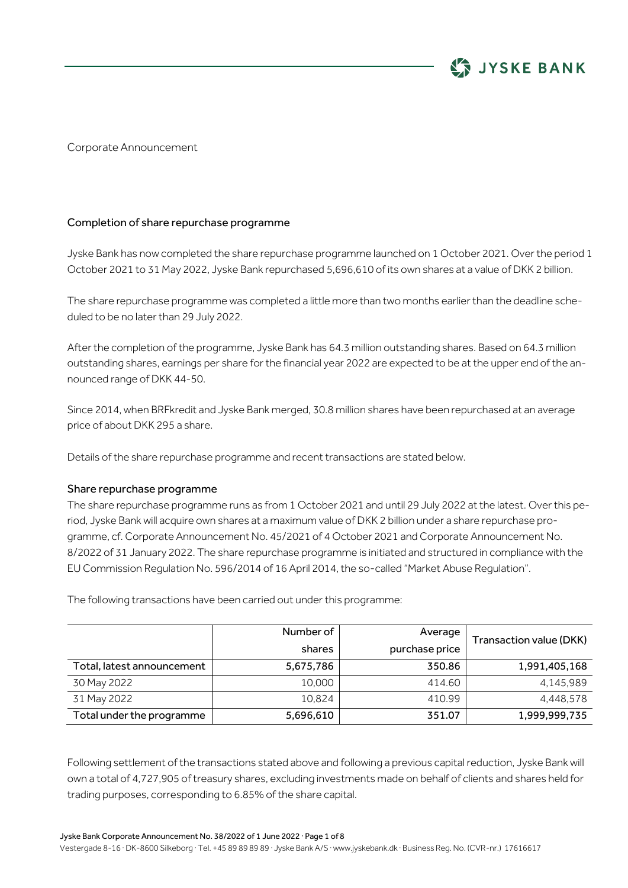Corporate Announcement

## Completion of share repurchase programme

Jyske Bank has now completed the share repurchase programme launched on 1 October 2021. Over the period 1 October 2021 to 31 May 2022, Jyske Bank repurchased 5,696,610 of its own shares at a value of DKK 2 billion.

The share repurchase programme was completed a little more than two months earlier than the deadline scheduled to be no later than 29 July 2022.

After the completion of the programme, Jyske Bank has 64.3 million outstanding shares. Based on 64.3 million outstanding shares, earnings per share for the financial year 2022 are expected to be at the upper end of the announced range of DKK 44-50.

Since 2014, when BRFkredit and Jyske Bank merged, 30.8 million shares have been repurchased at an average price of about DKK 295 a share.

Details of the share repurchase programme and recent transactions are stated below.

### Share repurchase programme

The share repurchase programme runs as from 1 October 2021 and until 29 July 2022 at the latest. Over this period, Jyske Bank will acquire own shares at a maximum value of DKK 2 billion under a share repurchase programme, cf. Corporate Announcement No. 45/2021 of 4 October 2021 and Corporate Announcement No. 8/2022 of 31 January 2022. The share repurchase programme is initiated and structured in compliance with the EU Commission Regulation No. 596/2014 of 16 April 2014, the so-called "Market Abuse Regulation".

The following transactions have been carried out under this programme:

| | Number of shares | Average purchase price | Transaction value (DKK) |
|---|---|---|---|
| Total, latest announcement | 5,675,786 | 350.86 | 1,991,405,168 |
| 30 May 2022 | 10,000 | 414.60 | 4,145,989 |
| 31 May 2022 | 10,824 | 410.99 | 4,448,578 |
| Total under the programme | 5,696,610 | 351.07 | 1,999,999,735 |

Following settlement of the transactions stated above and following a previous capital reduction, Jyske Bank will own a total of 4,727,905 of treasury shares, excluding investments made on behalf of clients and shares held for trading purposes, corresponding to 6.85% of the share capital.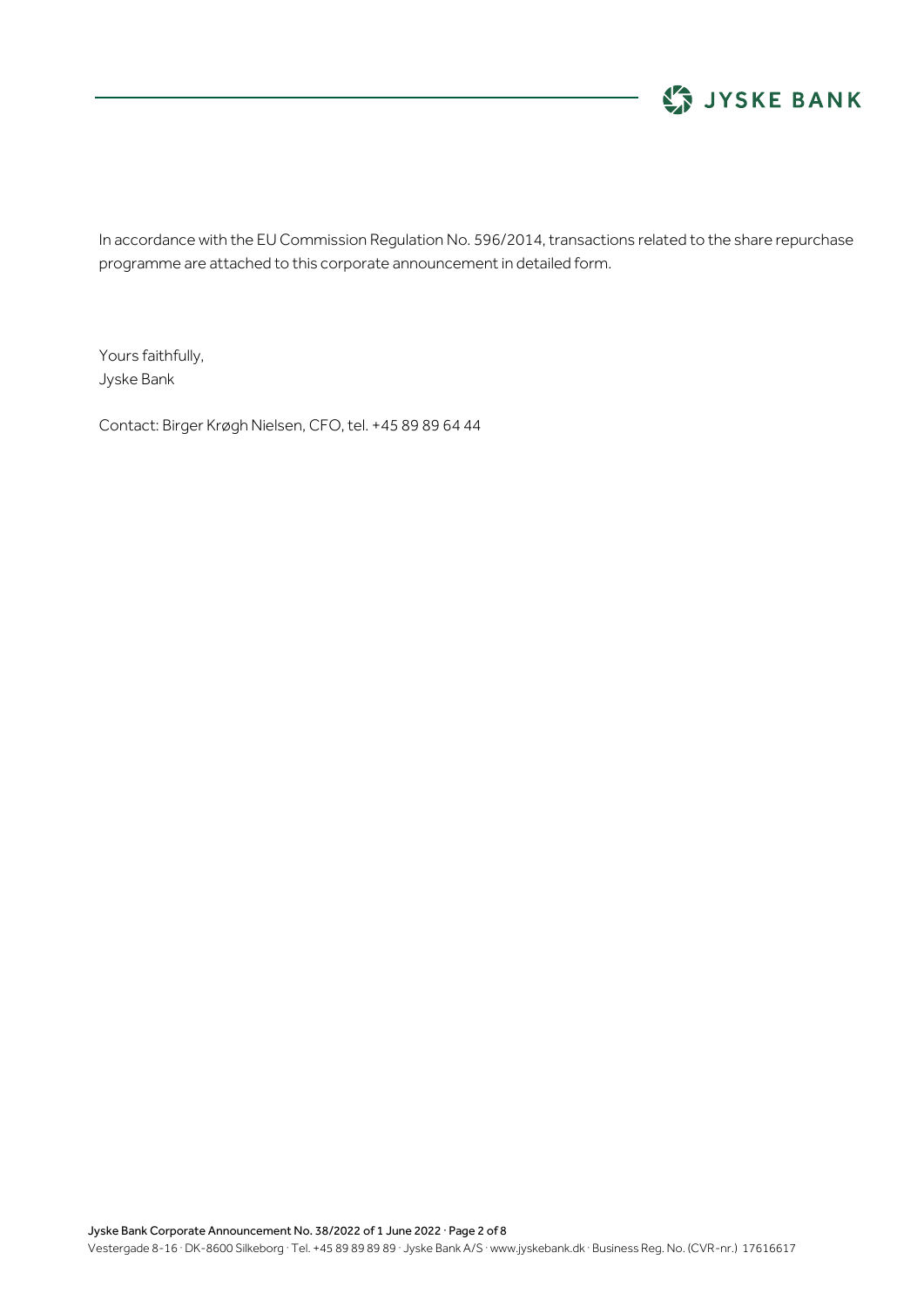In accordance with the EU Commission Regulation No. 596/2014, transactions related to the share repurchase programme are attached to this corporate announcement in detailed form.

Yours faithfully,
Jyske Bank

Contact: Birger Krøgh Nielsen, CFO, tel. +45 89 89 64 44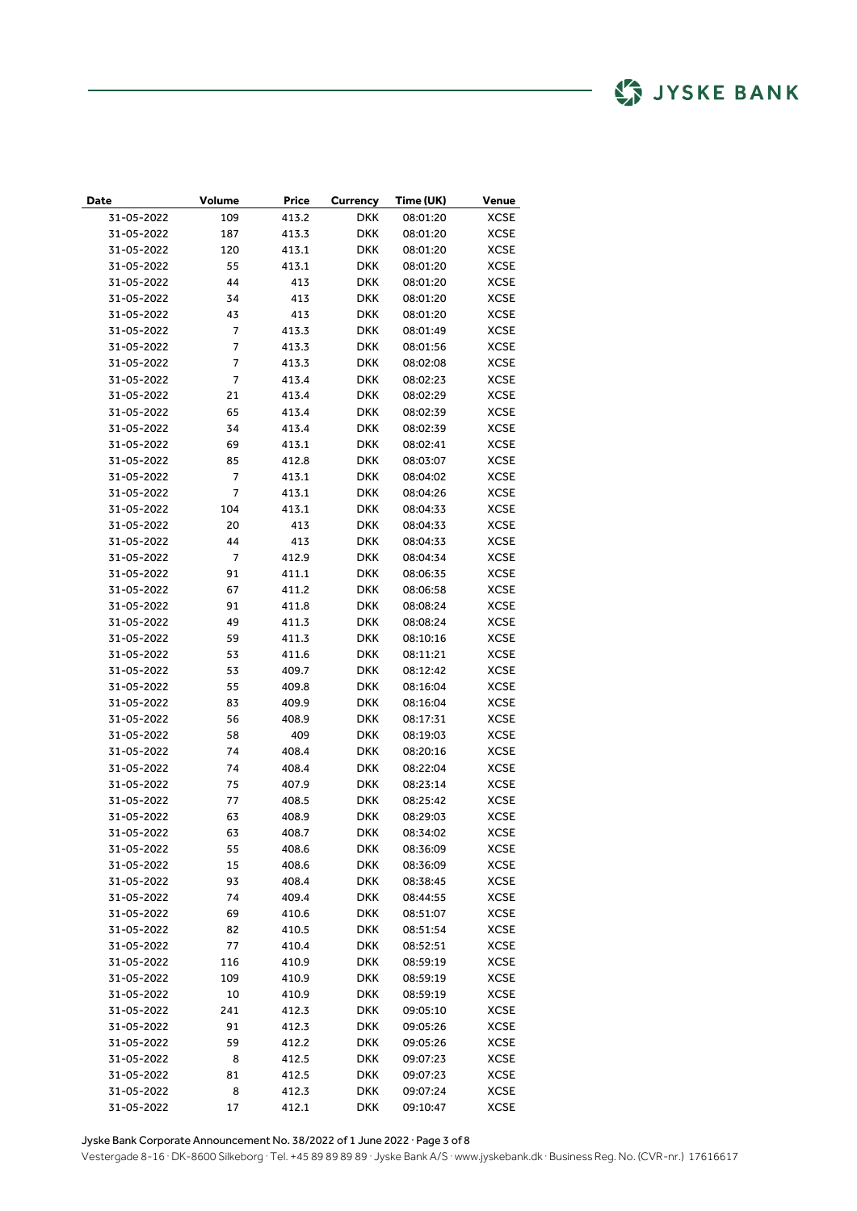| Date | Volume | Price | Currency | Time (UK) | Venue |
|---|---|---|---|---|---|
| 31-05-2022 | 109 | 413.2 | DKK | 08:01:20 | XCSE |
| 31-05-2022 | 187 | 413.3 | DKK | 08:01:20 | XCSE |
| 31-05-2022 | 120 | 413.1 | DKK | 08:01:20 | XCSE |
| 31-05-2022 | 55 | 413.1 | DKK | 08:01:20 | XCSE |
| 31-05-2022 | 44 | 413 | DKK | 08:01:20 | XCSE |
| 31-05-2022 | 34 | 413 | DKK | 08:01:20 | XCSE |
| 31-05-2022 | 43 | 413 | DKK | 08:01:20 | XCSE |
| 31-05-2022 | 7 | 413.3 | DKK | 08:01:49 | XCSE |
| 31-05-2022 | 7 | 413.3 | DKK | 08:01:56 | XCSE |
| 31-05-2022 | 7 | 413.3 | DKK | 08:02:08 | XCSE |
| 31-05-2022 | 7 | 413.4 | DKK | 08:02:23 | XCSE |
| 31-05-2022 | 21 | 413.4 | DKK | 08:02:29 | XCSE |
| 31-05-2022 | 65 | 413.4 | DKK | 08:02:39 | XCSE |
| 31-05-2022 | 34 | 413.4 | DKK | 08:02:39 | XCSE |
| 31-05-2022 | 69 | 413.1 | DKK | 08:02:41 | XCSE |
| 31-05-2022 | 85 | 412.8 | DKK | 08:03:07 | XCSE |
| 31-05-2022 | 7 | 413.1 | DKK | 08:04:02 | XCSE |
| 31-05-2022 | 7 | 413.1 | DKK | 08:04:26 | XCSE |
| 31-05-2022 | 104 | 413.1 | DKK | 08:04:33 | XCSE |
| 31-05-2022 | 20 | 413 | DKK | 08:04:33 | XCSE |
| 31-05-2022 | 44 | 413 | DKK | 08:04:33 | XCSE |
| 31-05-2022 | 7 | 412.9 | DKK | 08:04:34 | XCSE |
| 31-05-2022 | 91 | 411.1 | DKK | 08:06:35 | XCSE |
| 31-05-2022 | 67 | 411.2 | DKK | 08:06:58 | XCSE |
| 31-05-2022 | 91 | 411.8 | DKK | 08:08:24 | XCSE |
| 31-05-2022 | 49 | 411.3 | DKK | 08:08:24 | XCSE |
| 31-05-2022 | 59 | 411.3 | DKK | 08:10:16 | XCSE |
| 31-05-2022 | 53 | 411.6 | DKK | 08:11:21 | XCSE |
| 31-05-2022 | 53 | 409.7 | DKK | 08:12:42 | XCSE |
| 31-05-2022 | 55 | 409.8 | DKK | 08:16:04 | XCSE |
| 31-05-2022 | 83 | 409.9 | DKK | 08:16:04 | XCSE |
| 31-05-2022 | 56 | 408.9 | DKK | 08:17:31 | XCSE |
| 31-05-2022 | 58 | 409 | DKK | 08:19:03 | XCSE |
| 31-05-2022 | 74 | 408.4 | DKK | 08:20:16 | XCSE |
| 31-05-2022 | 74 | 408.4 | DKK | 08:22:04 | XCSE |
| 31-05-2022 | 75 | 407.9 | DKK | 08:23:14 | XCSE |
| 31-05-2022 | 77 | 408.5 | DKK | 08:25:42 | XCSE |
| 31-05-2022 | 63 | 408.9 | DKK | 08:29:03 | XCSE |
| 31-05-2022 | 63 | 408.7 | DKK | 08:34:02 | XCSE |
| 31-05-2022 | 55 | 408.6 | DKK | 08:36:09 | XCSE |
| 31-05-2022 | 15 | 408.6 | DKK | 08:36:09 | XCSE |
| 31-05-2022 | 93 | 408.4 | DKK | 08:38:45 | XCSE |
| 31-05-2022 | 74 | 409.4 | DKK | 08:44:55 | XCSE |
| 31-05-2022 | 69 | 410.6 | DKK | 08:51:07 | XCSE |
| 31-05-2022 | 82 | 410.5 | DKK | 08:51:54 | XCSE |
| 31-05-2022 | 77 | 410.4 | DKK | 08:52:51 | XCSE |
| 31-05-2022 | 116 | 410.9 | DKK | 08:59:19 | XCSE |
| 31-05-2022 | 109 | 410.9 | DKK | 08:59:19 | XCSE |
| 31-05-2022 | 10 | 410.9 | DKK | 08:59:19 | XCSE |
| 31-05-2022 | 241 | 412.3 | DKK | 09:05:10 | XCSE |
| 31-05-2022 | 91 | 412.3 | DKK | 09:05:26 | XCSE |
| 31-05-2022 | 59 | 412.2 | DKK | 09:05:26 | XCSE |
| 31-05-2022 | 8 | 412.5 | DKK | 09:07:23 | XCSE |
| 31-05-2022 | 81 | 412.5 | DKK | 09:07:23 | XCSE |
| 31-05-2022 | 8 | 412.3 | DKK | 09:07:24 | XCSE |
| 31-05-2022 | 17 | 412.1 | DKK | 09:10:47 | XCSE |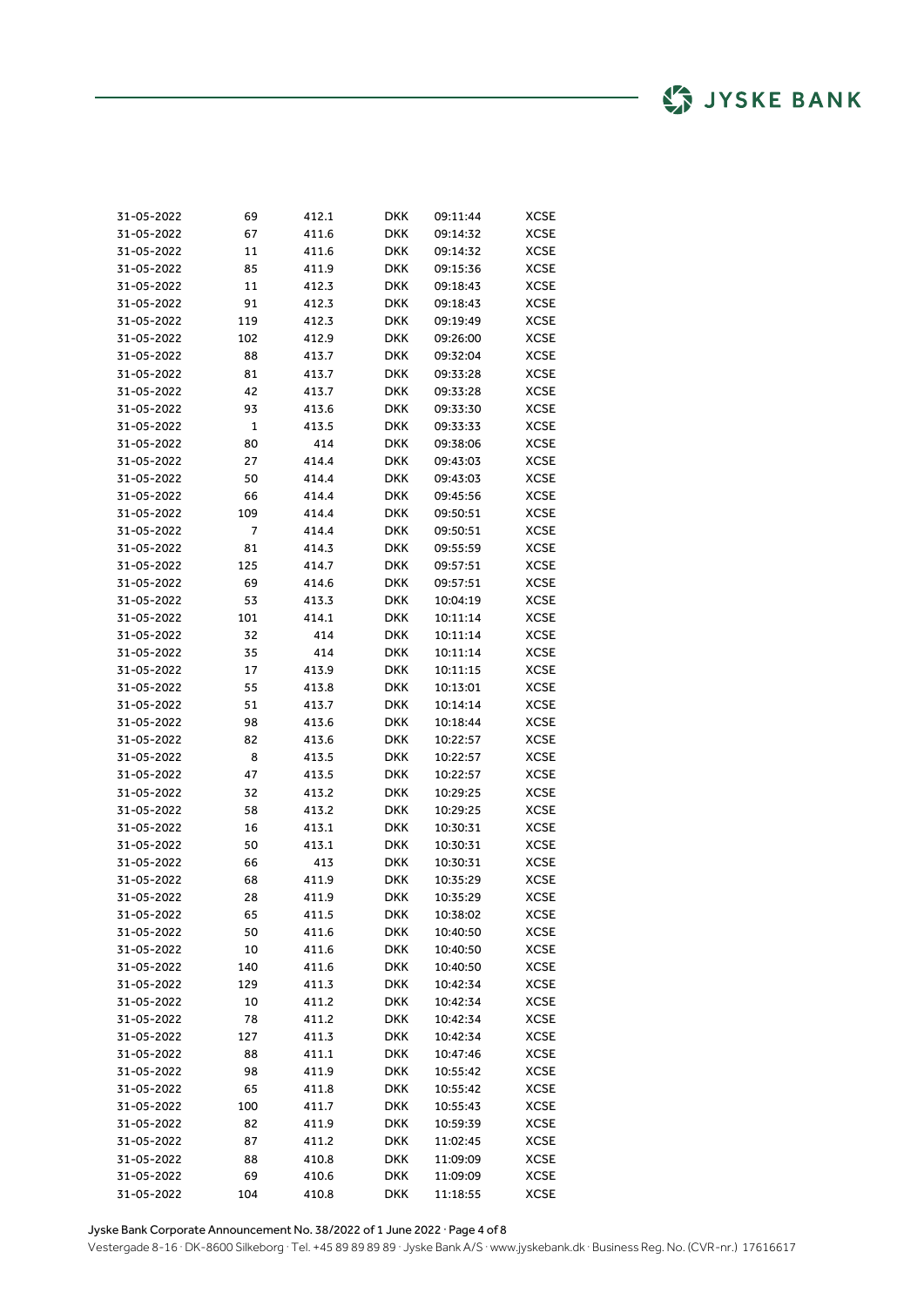| | | | | | |
|---|---|---|---|---|---|
| 31-05-2022 | 69 | 412.1 | DKK | 09:11:44 | XCSE |
| 31-05-2022 | 67 | 411.6 | DKK | 09:14:32 | XCSE |
| 31-05-2022 | 11 | 411.6 | DKK | 09:14:32 | XCSE |
| 31-05-2022 | 85 | 411.9 | DKK | 09:15:36 | XCSE |
| 31-05-2022 | 11 | 412.3 | DKK | 09:18:43 | XCSE |
| 31-05-2022 | 91 | 412.3 | DKK | 09:18:43 | XCSE |
| 31-05-2022 | 119 | 412.3 | DKK | 09:19:49 | XCSE |
| 31-05-2022 | 102 | 412.9 | DKK | 09:26:00 | XCSE |
| 31-05-2022 | 88 | 413.7 | DKK | 09:32:04 | XCSE |
| 31-05-2022 | 81 | 413.7 | DKK | 09:33:28 | XCSE |
| 31-05-2022 | 42 | 413.7 | DKK | 09:33:28 | XCSE |
| 31-05-2022 | 93 | 413.6 | DKK | 09:33:30 | XCSE |
| 31-05-2022 | 1 | 413.5 | DKK | 09:33:33 | XCSE |
| 31-05-2022 | 80 | 414 | DKK | 09:38:06 | XCSE |
| 31-05-2022 | 27 | 414.4 | DKK | 09:43:03 | XCSE |
| 31-05-2022 | 50 | 414.4 | DKK | 09:43:03 | XCSE |
| 31-05-2022 | 66 | 414.4 | DKK | 09:45:56 | XCSE |
| 31-05-2022 | 109 | 414.4 | DKK | 09:50:51 | XCSE |
| 31-05-2022 | 7 | 414.4 | DKK | 09:50:51 | XCSE |
| 31-05-2022 | 81 | 414.3 | DKK | 09:55:59 | XCSE |
| 31-05-2022 | 125 | 414.7 | DKK | 09:57:51 | XCSE |
| 31-05-2022 | 69 | 414.6 | DKK | 09:57:51 | XCSE |
| 31-05-2022 | 53 | 413.3 | DKK | 10:04:19 | XCSE |
| 31-05-2022 | 101 | 414.1 | DKK | 10:11:14 | XCSE |
| 31-05-2022 | 32 | 414 | DKK | 10:11:14 | XCSE |
| 31-05-2022 | 35 | 414 | DKK | 10:11:14 | XCSE |
| 31-05-2022 | 17 | 413.9 | DKK | 10:11:15 | XCSE |
| 31-05-2022 | 55 | 413.8 | DKK | 10:13:01 | XCSE |
| 31-05-2022 | 51 | 413.7 | DKK | 10:14:14 | XCSE |
| 31-05-2022 | 98 | 413.6 | DKK | 10:18:44 | XCSE |
| 31-05-2022 | 82 | 413.6 | DKK | 10:22:57 | XCSE |
| 31-05-2022 | 8 | 413.5 | DKK | 10:22:57 | XCSE |
| 31-05-2022 | 47 | 413.5 | DKK | 10:22:57 | XCSE |
| 31-05-2022 | 32 | 413.2 | DKK | 10:29:25 | XCSE |
| 31-05-2022 | 58 | 413.2 | DKK | 10:29:25 | XCSE |
| 31-05-2022 | 16 | 413.1 | DKK | 10:30:31 | XCSE |
| 31-05-2022 | 50 | 413.1 | DKK | 10:30:31 | XCSE |
| 31-05-2022 | 66 | 413 | DKK | 10:30:31 | XCSE |
| 31-05-2022 | 68 | 411.9 | DKK | 10:35:29 | XCSE |
| 31-05-2022 | 28 | 411.9 | DKK | 10:35:29 | XCSE |
| 31-05-2022 | 65 | 411.5 | DKK | 10:38:02 | XCSE |
| 31-05-2022 | 50 | 411.6 | DKK | 10:40:50 | XCSE |
| 31-05-2022 | 10 | 411.6 | DKK | 10:40:50 | XCSE |
| 31-05-2022 | 140 | 411.6 | DKK | 10:40:50 | XCSE |
| 31-05-2022 | 129 | 411.3 | DKK | 10:42:34 | XCSE |
| 31-05-2022 | 10 | 411.2 | DKK | 10:42:34 | XCSE |
| 31-05-2022 | 78 | 411.2 | DKK | 10:42:34 | XCSE |
| 31-05-2022 | 127 | 411.3 | DKK | 10:42:34 | XCSE |
| 31-05-2022 | 88 | 411.1 | DKK | 10:47:46 | XCSE |
| 31-05-2022 | 98 | 411.9 | DKK | 10:55:42 | XCSE |
| 31-05-2022 | 65 | 411.8 | DKK | 10:55:42 | XCSE |
| 31-05-2022 | 100 | 411.7 | DKK | 10:55:43 | XCSE |
| 31-05-2022 | 82 | 411.9 | DKK | 10:59:39 | XCSE |
| 31-05-2022 | 87 | 411.2 | DKK | 11:02:45 | XCSE |
| 31-05-2022 | 88 | 410.8 | DKK | 11:09:09 | XCSE |
| 31-05-2022 | 69 | 410.6 | DKK | 11:09:09 | XCSE |
| 31-05-2022 | 104 | 410.8 | DKK | 11:18:55 | XCSE |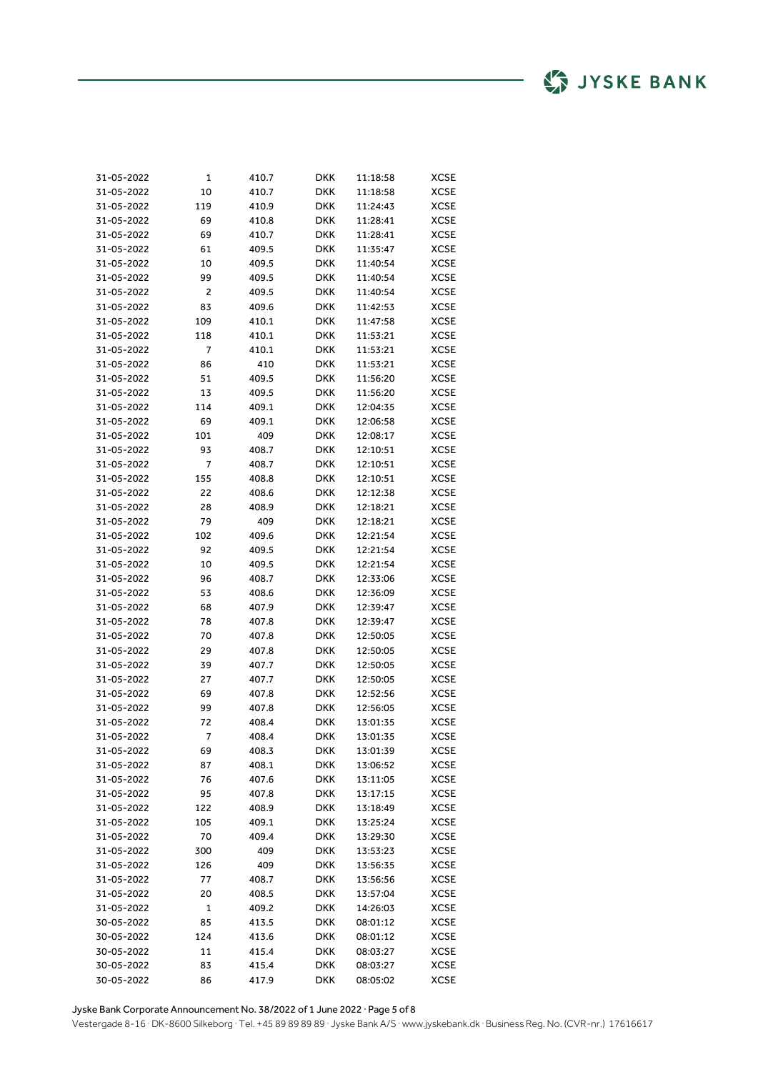| | | | | | |
|---|---|---|---|---|---|
| 31-05-2022 | 1 | 410.7 | DKK | 11:18:58 | XCSE |
| 31-05-2022 | 10 | 410.7 | DKK | 11:18:58 | XCSE |
| 31-05-2022 | 119 | 410.9 | DKK | 11:24:43 | XCSE |
| 31-05-2022 | 69 | 410.8 | DKK | 11:28:41 | XCSE |
| 31-05-2022 | 69 | 410.7 | DKK | 11:28:41 | XCSE |
| 31-05-2022 | 61 | 409.5 | DKK | 11:35:47 | XCSE |
| 31-05-2022 | 10 | 409.5 | DKK | 11:40:54 | XCSE |
| 31-05-2022 | 99 | 409.5 | DKK | 11:40:54 | XCSE |
| 31-05-2022 | 2 | 409.5 | DKK | 11:40:54 | XCSE |
| 31-05-2022 | 83 | 409.6 | DKK | 11:42:53 | XCSE |
| 31-05-2022 | 109 | 410.1 | DKK | 11:47:58 | XCSE |
| 31-05-2022 | 118 | 410.1 | DKK | 11:53:21 | XCSE |
| 31-05-2022 | 7 | 410.1 | DKK | 11:53:21 | XCSE |
| 31-05-2022 | 86 | 410 | DKK | 11:53:21 | XCSE |
| 31-05-2022 | 51 | 409.5 | DKK | 11:56:20 | XCSE |
| 31-05-2022 | 13 | 409.5 | DKK | 11:56:20 | XCSE |
| 31-05-2022 | 114 | 409.1 | DKK | 12:04:35 | XCSE |
| 31-05-2022 | 69 | 409.1 | DKK | 12:06:58 | XCSE |
| 31-05-2022 | 101 | 409 | DKK | 12:08:17 | XCSE |
| 31-05-2022 | 93 | 408.7 | DKK | 12:10:51 | XCSE |
| 31-05-2022 | 7 | 408.7 | DKK | 12:10:51 | XCSE |
| 31-05-2022 | 155 | 408.8 | DKK | 12:10:51 | XCSE |
| 31-05-2022 | 22 | 408.6 | DKK | 12:12:38 | XCSE |
| 31-05-2022 | 28 | 408.9 | DKK | 12:18:21 | XCSE |
| 31-05-2022 | 79 | 409 | DKK | 12:18:21 | XCSE |
| 31-05-2022 | 102 | 409.6 | DKK | 12:21:54 | XCSE |
| 31-05-2022 | 92 | 409.5 | DKK | 12:21:54 | XCSE |
| 31-05-2022 | 10 | 409.5 | DKK | 12:21:54 | XCSE |
| 31-05-2022 | 96 | 408.7 | DKK | 12:33:06 | XCSE |
| 31-05-2022 | 53 | 408.6 | DKK | 12:36:09 | XCSE |
| 31-05-2022 | 68 | 407.9 | DKK | 12:39:47 | XCSE |
| 31-05-2022 | 78 | 407.8 | DKK | 12:39:47 | XCSE |
| 31-05-2022 | 70 | 407.8 | DKK | 12:50:05 | XCSE |
| 31-05-2022 | 29 | 407.8 | DKK | 12:50:05 | XCSE |
| 31-05-2022 | 39 | 407.7 | DKK | 12:50:05 | XCSE |
| 31-05-2022 | 27 | 407.7 | DKK | 12:50:05 | XCSE |
| 31-05-2022 | 69 | 407.8 | DKK | 12:52:56 | XCSE |
| 31-05-2022 | 99 | 407.8 | DKK | 12:56:05 | XCSE |
| 31-05-2022 | 72 | 408.4 | DKK | 13:01:35 | XCSE |
| 31-05-2022 | 7 | 408.4 | DKK | 13:01:35 | XCSE |
| 31-05-2022 | 69 | 408.3 | DKK | 13:01:39 | XCSE |
| 31-05-2022 | 87 | 408.1 | DKK | 13:06:52 | XCSE |
| 31-05-2022 | 76 | 407.6 | DKK | 13:11:05 | XCSE |
| 31-05-2022 | 95 | 407.8 | DKK | 13:17:15 | XCSE |
| 31-05-2022 | 122 | 408.9 | DKK | 13:18:49 | XCSE |
| 31-05-2022 | 105 | 409.1 | DKK | 13:25:24 | XCSE |
| 31-05-2022 | 70 | 409.4 | DKK | 13:29:30 | XCSE |
| 31-05-2022 | 300 | 409 | DKK | 13:53:23 | XCSE |
| 31-05-2022 | 126 | 409 | DKK | 13:56:35 | XCSE |
| 31-05-2022 | 77 | 408.7 | DKK | 13:56:56 | XCSE |
| 31-05-2022 | 20 | 408.5 | DKK | 13:57:04 | XCSE |
| 31-05-2022 | 1 | 409.2 | DKK | 14:26:03 | XCSE |
| 30-05-2022 | 85 | 413.5 | DKK | 08:01:12 | XCSE |
| 30-05-2022 | 124 | 413.6 | DKK | 08:01:12 | XCSE |
| 30-05-2022 | 11 | 415.4 | DKK | 08:03:27 | XCSE |
| 30-05-2022 | 83 | 415.4 | DKK | 08:03:27 | XCSE |
| 30-05-2022 | 86 | 417.9 | DKK | 08:05:02 | XCSE |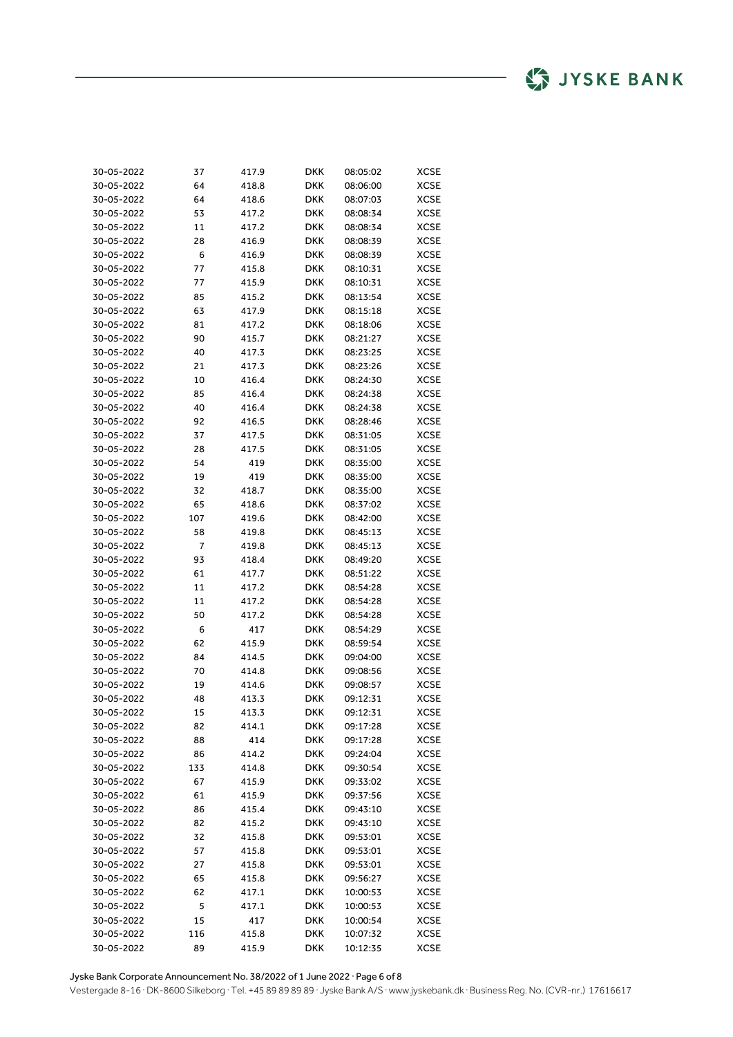| 30-05-2022 | 37 | 417.9 | DKK | 08:05:02 | XCSE |
|---|---|---|---|---|---|
| 30-05-2022 | 64 | 418.8 | DKK | 08:06:00 | XCSE |
| 30-05-2022 | 64 | 418.6 | DKK | 08:07:03 | XCSE |
| 30-05-2022 | 53 | 417.2 | DKK | 08:08:34 | XCSE |
| 30-05-2022 | 11 | 417.2 | DKK | 08:08:34 | XCSE |
| 30-05-2022 | 28 | 416.9 | DKK | 08:08:39 | XCSE |
| 30-05-2022 | 6 | 416.9 | DKK | 08:08:39 | XCSE |
| 30-05-2022 | 77 | 415.8 | DKK | 08:10:31 | XCSE |
| 30-05-2022 | 77 | 415.9 | DKK | 08:10:31 | XCSE |
| 30-05-2022 | 85 | 415.2 | DKK | 08:13:54 | XCSE |
| 30-05-2022 | 63 | 417.9 | DKK | 08:15:18 | XCSE |
| 30-05-2022 | 81 | 417.2 | DKK | 08:18:06 | XCSE |
| 30-05-2022 | 90 | 415.7 | DKK | 08:21:27 | XCSE |
| 30-05-2022 | 40 | 417.3 | DKK | 08:23:25 | XCSE |
| 30-05-2022 | 21 | 417.3 | DKK | 08:23:26 | XCSE |
| 30-05-2022 | 10 | 416.4 | DKK | 08:24:30 | XCSE |
| 30-05-2022 | 85 | 416.4 | DKK | 08:24:38 | XCSE |
| 30-05-2022 | 40 | 416.4 | DKK | 08:24:38 | XCSE |
| 30-05-2022 | 92 | 416.5 | DKK | 08:28:46 | XCSE |
| 30-05-2022 | 37 | 417.5 | DKK | 08:31:05 | XCSE |
| 30-05-2022 | 28 | 417.5 | DKK | 08:31:05 | XCSE |
| 30-05-2022 | 54 | 419 | DKK | 08:35:00 | XCSE |
| 30-05-2022 | 19 | 419 | DKK | 08:35:00 | XCSE |
| 30-05-2022 | 32 | 418.7 | DKK | 08:35:00 | XCSE |
| 30-05-2022 | 65 | 418.6 | DKK | 08:37:02 | XCSE |
| 30-05-2022 | 107 | 419.6 | DKK | 08:42:00 | XCSE |
| 30-05-2022 | 58 | 419.8 | DKK | 08:45:13 | XCSE |
| 30-05-2022 | 7 | 419.8 | DKK | 08:45:13 | XCSE |
| 30-05-2022 | 93 | 418.4 | DKK | 08:49:20 | XCSE |
| 30-05-2022 | 61 | 417.7 | DKK | 08:51:22 | XCSE |
| 30-05-2022 | 11 | 417.2 | DKK | 08:54:28 | XCSE |
| 30-05-2022 | 11 | 417.2 | DKK | 08:54:28 | XCSE |
| 30-05-2022 | 50 | 417.2 | DKK | 08:54:28 | XCSE |
| 30-05-2022 | 6 | 417 | DKK | 08:54:29 | XCSE |
| 30-05-2022 | 62 | 415.9 | DKK | 08:59:54 | XCSE |
| 30-05-2022 | 84 | 414.5 | DKK | 09:04:00 | XCSE |
| 30-05-2022 | 70 | 414.8 | DKK | 09:08:56 | XCSE |
| 30-05-2022 | 19 | 414.6 | DKK | 09:08:57 | XCSE |
| 30-05-2022 | 48 | 413.3 | DKK | 09:12:31 | XCSE |
| 30-05-2022 | 15 | 413.3 | DKK | 09:12:31 | XCSE |
| 30-05-2022 | 82 | 414.1 | DKK | 09:17:28 | XCSE |
| 30-05-2022 | 88 | 414 | DKK | 09:17:28 | XCSE |
| 30-05-2022 | 86 | 414.2 | DKK | 09:24:04 | XCSE |
| 30-05-2022 | 133 | 414.8 | DKK | 09:30:54 | XCSE |
| 30-05-2022 | 67 | 415.9 | DKK | 09:33:02 | XCSE |
| 30-05-2022 | 61 | 415.9 | DKK | 09:37:56 | XCSE |
| 30-05-2022 | 86 | 415.4 | DKK | 09:43:10 | XCSE |
| 30-05-2022 | 82 | 415.2 | DKK | 09:43:10 | XCSE |
| 30-05-2022 | 32 | 415.8 | DKK | 09:53:01 | XCSE |
| 30-05-2022 | 57 | 415.8 | DKK | 09:53:01 | XCSE |
| 30-05-2022 | 27 | 415.8 | DKK | 09:53:01 | XCSE |
| 30-05-2022 | 65 | 415.8 | DKK | 09:56:27 | XCSE |
| 30-05-2022 | 62 | 417.1 | DKK | 10:00:53 | XCSE |
| 30-05-2022 | 5 | 417.1 | DKK | 10:00:53 | XCSE |
| 30-05-2022 | 15 | 417 | DKK | 10:00:54 | XCSE |
| 30-05-2022 | 116 | 415.8 | DKK | 10:07:32 | XCSE |
| 30-05-2022 | 89 | 415.9 | DKK | 10:12:35 | XCSE |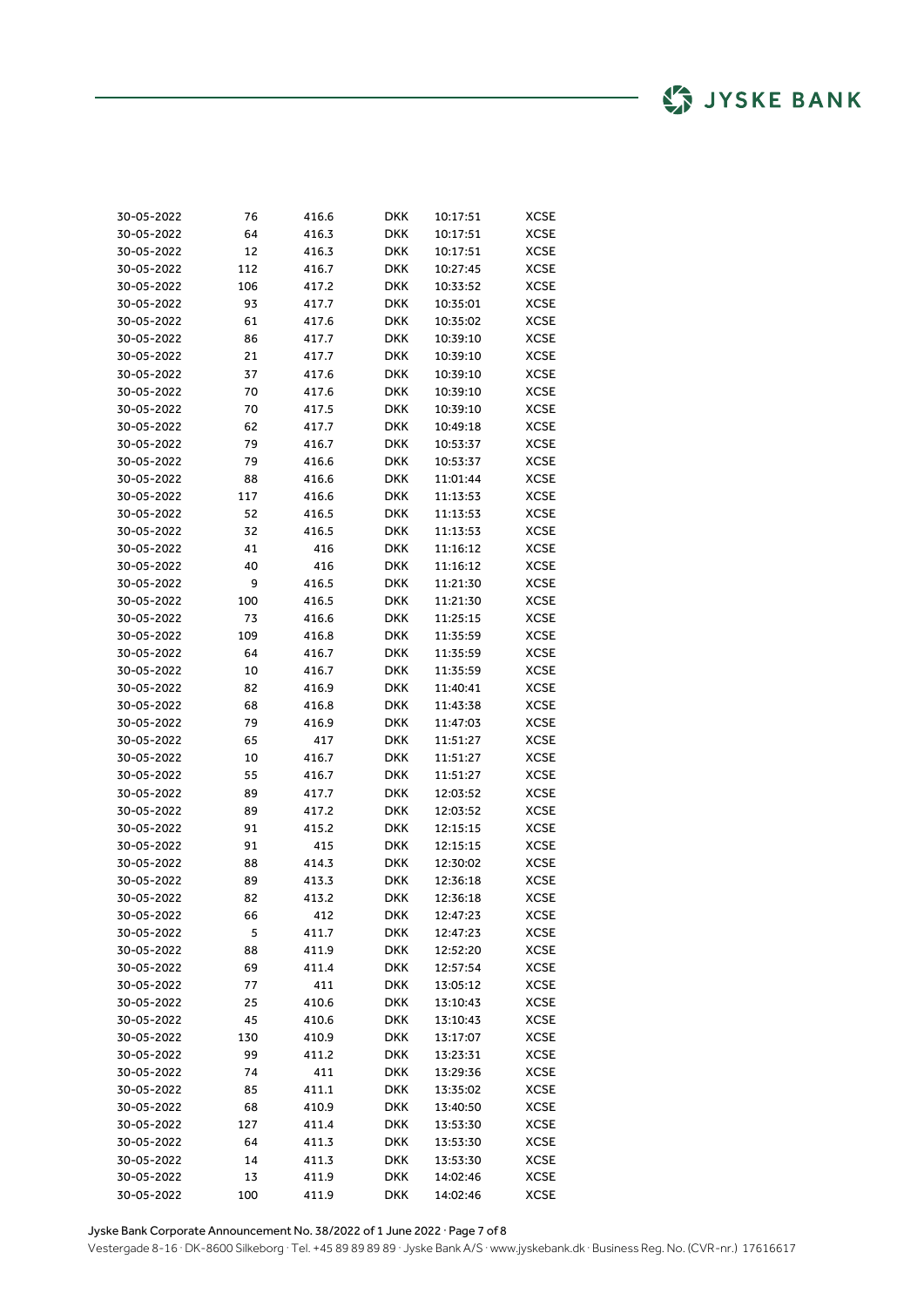| | | | | | |
|---|---|---|---|---|---|
| 30-05-2022 | 76 | 416.6 | DKK | 10:17:51 | XCSE |
| 30-05-2022 | 64 | 416.3 | DKK | 10:17:51 | XCSE |
| 30-05-2022 | 12 | 416.3 | DKK | 10:17:51 | XCSE |
| 30-05-2022 | 112 | 416.7 | DKK | 10:27:45 | XCSE |
| 30-05-2022 | 106 | 417.2 | DKK | 10:33:52 | XCSE |
| 30-05-2022 | 93 | 417.7 | DKK | 10:35:01 | XCSE |
| 30-05-2022 | 61 | 417.6 | DKK | 10:35:02 | XCSE |
| 30-05-2022 | 86 | 417.7 | DKK | 10:39:10 | XCSE |
| 30-05-2022 | 21 | 417.7 | DKK | 10:39:10 | XCSE |
| 30-05-2022 | 37 | 417.6 | DKK | 10:39:10 | XCSE |
| 30-05-2022 | 70 | 417.6 | DKK | 10:39:10 | XCSE |
| 30-05-2022 | 70 | 417.5 | DKK | 10:39:10 | XCSE |
| 30-05-2022 | 62 | 417.7 | DKK | 10:49:18 | XCSE |
| 30-05-2022 | 79 | 416.7 | DKK | 10:53:37 | XCSE |
| 30-05-2022 | 79 | 416.6 | DKK | 10:53:37 | XCSE |
| 30-05-2022 | 88 | 416.6 | DKK | 11:01:44 | XCSE |
| 30-05-2022 | 117 | 416.6 | DKK | 11:13:53 | XCSE |
| 30-05-2022 | 52 | 416.5 | DKK | 11:13:53 | XCSE |
| 30-05-2022 | 32 | 416.5 | DKK | 11:13:53 | XCSE |
| 30-05-2022 | 41 | 416 | DKK | 11:16:12 | XCSE |
| 30-05-2022 | 40 | 416 | DKK | 11:16:12 | XCSE |
| 30-05-2022 | 9 | 416.5 | DKK | 11:21:30 | XCSE |
| 30-05-2022 | 100 | 416.5 | DKK | 11:21:30 | XCSE |
| 30-05-2022 | 73 | 416.6 | DKK | 11:25:15 | XCSE |
| 30-05-2022 | 109 | 416.8 | DKK | 11:35:59 | XCSE |
| 30-05-2022 | 64 | 416.7 | DKK | 11:35:59 | XCSE |
| 30-05-2022 | 10 | 416.7 | DKK | 11:35:59 | XCSE |
| 30-05-2022 | 82 | 416.9 | DKK | 11:40:41 | XCSE |
| 30-05-2022 | 68 | 416.8 | DKK | 11:43:38 | XCSE |
| 30-05-2022 | 79 | 416.9 | DKK | 11:47:03 | XCSE |
| 30-05-2022 | 65 | 417 | DKK | 11:51:27 | XCSE |
| 30-05-2022 | 10 | 416.7 | DKK | 11:51:27 | XCSE |
| 30-05-2022 | 55 | 416.7 | DKK | 11:51:27 | XCSE |
| 30-05-2022 | 89 | 417.7 | DKK | 12:03:52 | XCSE |
| 30-05-2022 | 89 | 417.2 | DKK | 12:03:52 | XCSE |
| 30-05-2022 | 91 | 415.2 | DKK | 12:15:15 | XCSE |
| 30-05-2022 | 91 | 415 | DKK | 12:15:15 | XCSE |
| 30-05-2022 | 88 | 414.3 | DKK | 12:30:02 | XCSE |
| 30-05-2022 | 89 | 413.3 | DKK | 12:36:18 | XCSE |
| 30-05-2022 | 82 | 413.2 | DKK | 12:36:18 | XCSE |
| 30-05-2022 | 66 | 412 | DKK | 12:47:23 | XCSE |
| 30-05-2022 | 5 | 411.7 | DKK | 12:47:23 | XCSE |
| 30-05-2022 | 88 | 411.9 | DKK | 12:52:20 | XCSE |
| 30-05-2022 | 69 | 411.4 | DKK | 12:57:54 | XCSE |
| 30-05-2022 | 77 | 411 | DKK | 13:05:12 | XCSE |
| 30-05-2022 | 25 | 410.6 | DKK | 13:10:43 | XCSE |
| 30-05-2022 | 45 | 410.6 | DKK | 13:10:43 | XCSE |
| 30-05-2022 | 130 | 410.9 | DKK | 13:17:07 | XCSE |
| 30-05-2022 | 99 | 411.2 | DKK | 13:23:31 | XCSE |
| 30-05-2022 | 74 | 411 | DKK | 13:29:36 | XCSE |
| 30-05-2022 | 85 | 411.1 | DKK | 13:35:02 | XCSE |
| 30-05-2022 | 68 | 410.9 | DKK | 13:40:50 | XCSE |
| 30-05-2022 | 127 | 411.4 | DKK | 13:53:30 | XCSE |
| 30-05-2022 | 64 | 411.3 | DKK | 13:53:30 | XCSE |
| 30-05-2022 | 14 | 411.3 | DKK | 13:53:30 | XCSE |
| 30-05-2022 | 13 | 411.9 | DKK | 14:02:46 | XCSE |
| 30-05-2022 | 100 | 411.9 | DKK | 14:02:46 | XCSE |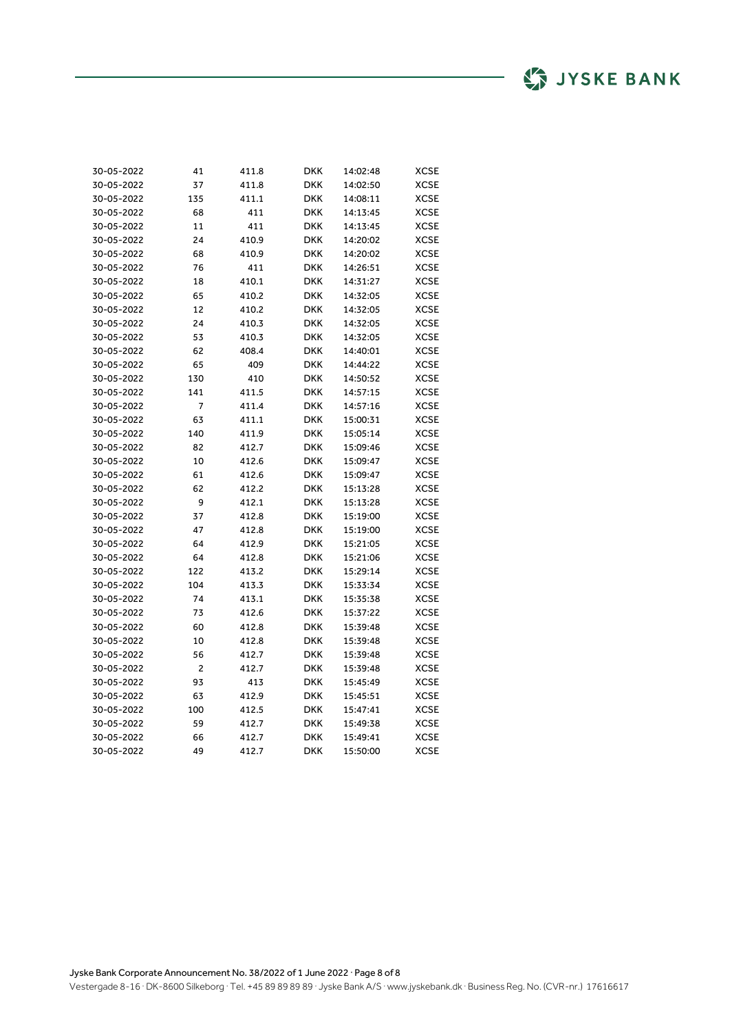| | | | | | |
|---|---|---|---|---|---|
| 30-05-2022 | 41 | 411.8 | DKK | 14:02:48 | XCSE |
| 30-05-2022 | 37 | 411.8 | DKK | 14:02:50 | XCSE |
| 30-05-2022 | 135 | 411.1 | DKK | 14:08:11 | XCSE |
| 30-05-2022 | 68 | 411 | DKK | 14:13:45 | XCSE |
| 30-05-2022 | 11 | 411 | DKK | 14:13:45 | XCSE |
| 30-05-2022 | 24 | 410.9 | DKK | 14:20:02 | XCSE |
| 30-05-2022 | 68 | 410.9 | DKK | 14:20:02 | XCSE |
| 30-05-2022 | 76 | 411 | DKK | 14:26:51 | XCSE |
| 30-05-2022 | 18 | 410.1 | DKK | 14:31:27 | XCSE |
| 30-05-2022 | 65 | 410.2 | DKK | 14:32:05 | XCSE |
| 30-05-2022 | 12 | 410.2 | DKK | 14:32:05 | XCSE |
| 30-05-2022 | 24 | 410.3 | DKK | 14:32:05 | XCSE |
| 30-05-2022 | 53 | 410.3 | DKK | 14:32:05 | XCSE |
| 30-05-2022 | 62 | 408.4 | DKK | 14:40:01 | XCSE |
| 30-05-2022 | 65 | 409 | DKK | 14:44:22 | XCSE |
| 30-05-2022 | 130 | 410 | DKK | 14:50:52 | XCSE |
| 30-05-2022 | 141 | 411.5 | DKK | 14:57:15 | XCSE |
| 30-05-2022 | 7 | 411.4 | DKK | 14:57:16 | XCSE |
| 30-05-2022 | 63 | 411.1 | DKK | 15:00:31 | XCSE |
| 30-05-2022 | 140 | 411.9 | DKK | 15:05:14 | XCSE |
| 30-05-2022 | 82 | 412.7 | DKK | 15:09:46 | XCSE |
| 30-05-2022 | 10 | 412.6 | DKK | 15:09:47 | XCSE |
| 30-05-2022 | 61 | 412.6 | DKK | 15:09:47 | XCSE |
| 30-05-2022 | 62 | 412.2 | DKK | 15:13:28 | XCSE |
| 30-05-2022 | 9 | 412.1 | DKK | 15:13:28 | XCSE |
| 30-05-2022 | 37 | 412.8 | DKK | 15:19:00 | XCSE |
| 30-05-2022 | 47 | 412.8 | DKK | 15:19:00 | XCSE |
| 30-05-2022 | 64 | 412.9 | DKK | 15:21:05 | XCSE |
| 30-05-2022 | 64 | 412.8 | DKK | 15:21:06 | XCSE |
| 30-05-2022 | 122 | 413.2 | DKK | 15:29:14 | XCSE |
| 30-05-2022 | 104 | 413.3 | DKK | 15:33:34 | XCSE |
| 30-05-2022 | 74 | 413.1 | DKK | 15:35:38 | XCSE |
| 30-05-2022 | 73 | 412.6 | DKK | 15:37:22 | XCSE |
| 30-05-2022 | 60 | 412.8 | DKK | 15:39:48 | XCSE |
| 30-05-2022 | 10 | 412.8 | DKK | 15:39:48 | XCSE |
| 30-05-2022 | 56 | 412.7 | DKK | 15:39:48 | XCSE |
| 30-05-2022 | 2 | 412.7 | DKK | 15:39:48 | XCSE |
| 30-05-2022 | 93 | 413 | DKK | 15:45:49 | XCSE |
| 30-05-2022 | 63 | 412.9 | DKK | 15:45:51 | XCSE |
| 30-05-2022 | 100 | 412.5 | DKK | 15:47:41 | XCSE |
| 30-05-2022 | 59 | 412.7 | DKK | 15:49:38 | XCSE |
| 30-05-2022 | 66 | 412.7 | DKK | 15:49:41 | XCSE |
| 30-05-2022 | 49 | 412.7 | DKK | 15:50:00 | XCSE |